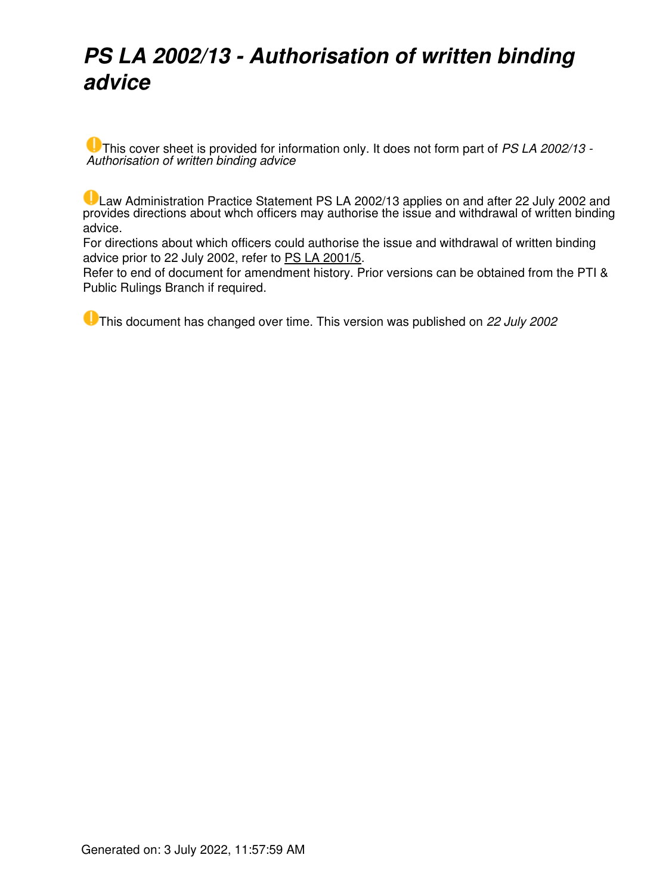# *PS LA 2002/13 - Authorisation of written binding advice*

This cover sheet is provided for information only. It does not form part of *PS LA 2002/13 - Authorisation of written binding advice*

Law Administration Practice Statement PS LA 2002/13 applies on and after 22 July 2002 and provides directions about whch officers may authorise the issue and withdrawal of written binding advice.

For directions about which officers could authorise the issue and withdrawal of written binding advice prior to 22 July 2002, refer to PS LA 2001/5.

Refer to end of document for amendment history. Prior versions can be obtained from the PTI & Public Rulings Branch if required.

This document has changed over time. This version was published on *22 July 2002*

Generated on: 3 July 2022, 11:57:59 AM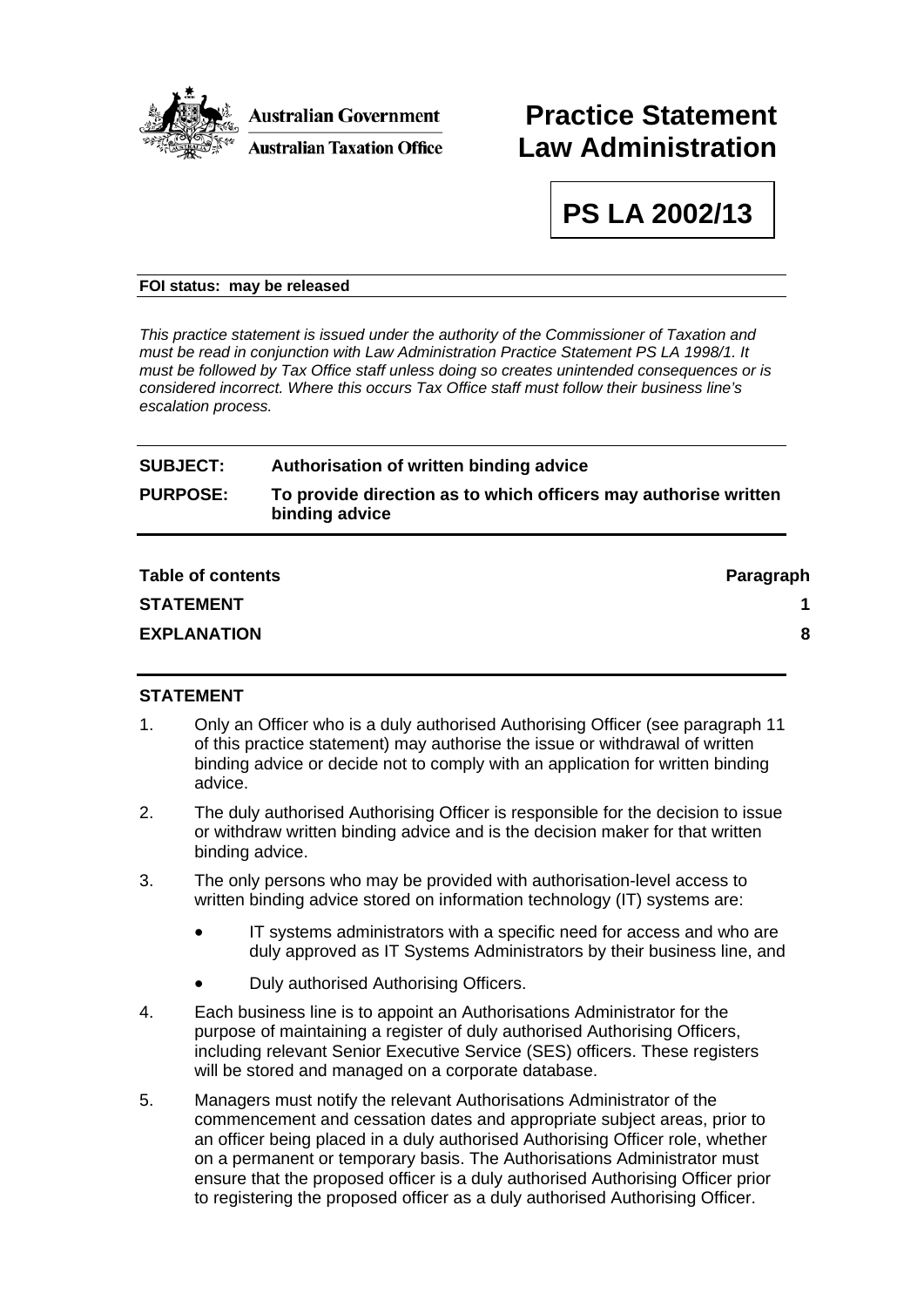**Australian Government**

**Australian Taxation Office**

# Practice Statement Law Administration

# PS LA 2002/13

**FOI status: may be released**

*This practice statement is issued under the authority of the Commissioner of Taxation and must be read in conjunction with Law Administration Practice Statement PS LA 1998/1. It must be followed by Tax Office staff unless doing so creates unintended consequences or is considered incorrect. Where this occurs Tax Office staff must follow their business line's escalation process.*

| | |
|---|---|
| **SUBJECT:** | **Authorisation of written binding advice** |
| **PURPOSE:** | **To provide direction as to which officers may authorise written binding advice** |

| Table of contents | Paragraph |
|---|---|
| **STATEMENT** | **1** |
| **EXPLANATION** | **8** |

## STATEMENT

1. Only an Officer who is a duly authorised Authorising Officer (see paragraph 11 of this practice statement) may authorise the issue or withdrawal of written binding advice or decide not to comply with an application for written binding advice.

2. The duly authorised Authorising Officer is responsible for the decision to issue or withdraw written binding advice and is the decision maker for that written binding advice.

3. The only persons who may be provided with authorisation-level access to written binding advice stored on information technology (IT) systems are:
   - IT systems administrators with a specific need for access and who are duly approved as IT Systems Administrators by their business line, and
   - Duly authorised Authorising Officers.

4. Each business line is to appoint an Authorisations Administrator for the purpose of maintaining a register of duly authorised Authorising Officers, including relevant Senior Executive Service (SES) officers. These registers will be stored and managed on a corporate database.

5. Managers must notify the relevant Authorisations Administrator of the commencement and cessation dates and appropriate subject areas, prior to an officer being placed in a duly authorised Authorising Officer role, whether on a permanent or temporary basis. The Authorisations Administrator must ensure that the proposed officer is a duly authorised Authorising Officer prior to registering the proposed officer as a duly authorised Authorising Officer.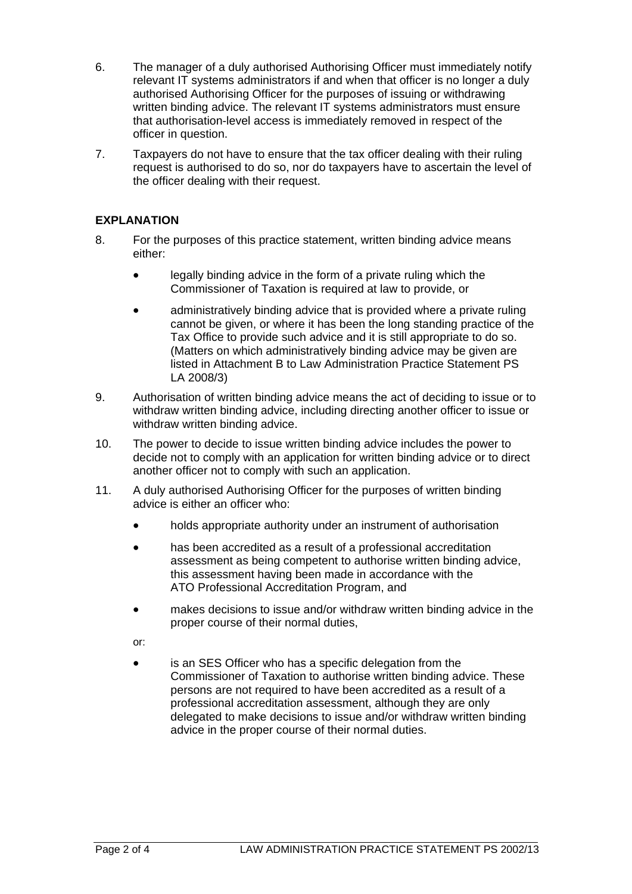6. The manager of a duly authorised Authorising Officer must immediately notify relevant IT systems administrators if and when that officer is no longer a duly authorised Authorising Officer for the purposes of issuing or withdrawing written binding advice. The relevant IT systems administrators must ensure that authorisation-level access is immediately removed in respect of the officer in question.

7. Taxpayers do not have to ensure that the tax officer dealing with their ruling request is authorised to do so, nor do taxpayers have to ascertain the level of the officer dealing with their request.

## EXPLANATION

8. For the purposes of this practice statement, written binding advice means either:

   - legally binding advice in the form of a private ruling which the Commissioner of Taxation is required at law to provide, or
   - administratively binding advice that is provided where a private ruling cannot be given, or where it has been the long standing practice of the Tax Office to provide such advice and it is still appropriate to do so. (Matters on which administratively binding advice may be given are listed in Attachment B to Law Administration Practice Statement PS LA 2008/3)

9. Authorisation of written binding advice means the act of deciding to issue or to withdraw written binding advice, including directing another officer to issue or withdraw written binding advice.

10. The power to decide to issue written binding advice includes the power to decide not to comply with an application for written binding advice or to direct another officer not to comply with such an application.

11. A duly authorised Authorising Officer for the purposes of written binding advice is either an officer who:

   - holds appropriate authority under an instrument of authorisation
   - has been accredited as a result of a professional accreditation assessment as being competent to authorise written binding advice, this assessment having been made in accordance with the ATO Professional Accreditation Program, and
   - makes decisions to issue and/or withdraw written binding advice in the proper course of their normal duties,

   or:

   - is an SES Officer who has a specific delegation from the Commissioner of Taxation to authorise written binding advice. These persons are not required to have been accredited as a result of a professional accreditation assessment, although they are only delegated to make decisions to issue and/or withdraw written binding advice in the proper course of their normal duties.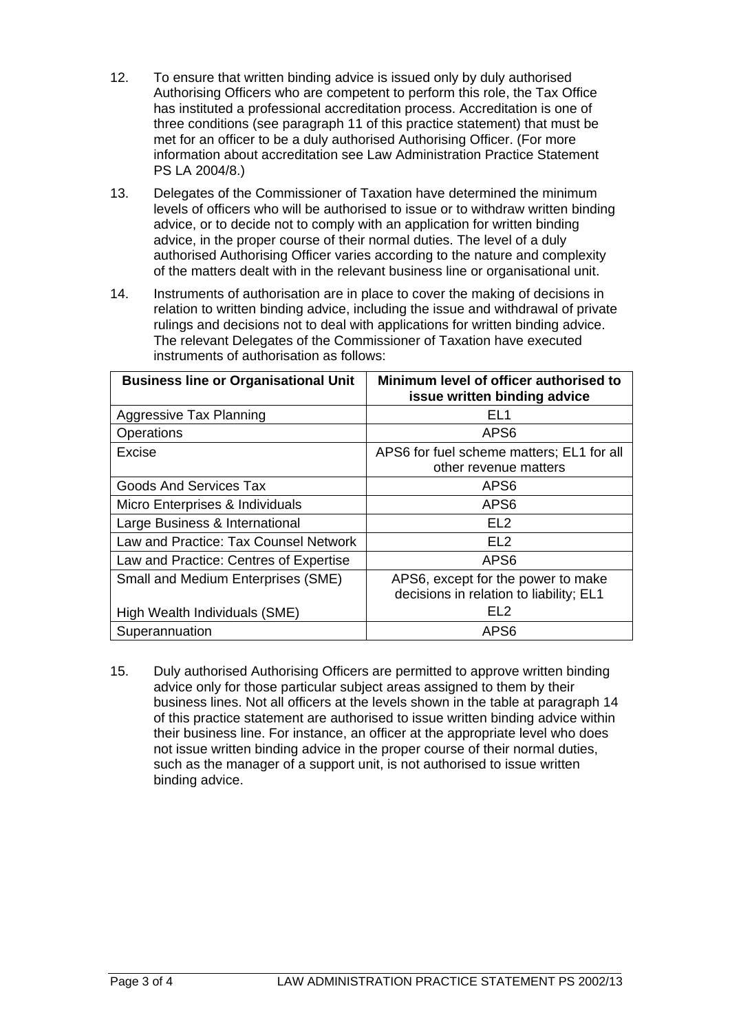12. To ensure that written binding advice is issued only by duly authorised Authorising Officers who are competent to perform this role, the Tax Office has instituted a professional accreditation process. Accreditation is one of three conditions (see paragraph 11 of this practice statement) that must be met for an officer to be a duly authorised Authorising Officer. (For more information about accreditation see Law Administration Practice Statement PS LA 2004/8.)

13. Delegates of the Commissioner of Taxation have determined the minimum levels of officers who will be authorised to issue or to withdraw written binding advice, or to decide not to comply with an application for written binding advice, in the proper course of their normal duties. The level of a duly authorised Authorising Officer varies according to the nature and complexity of the matters dealt with in the relevant business line or organisational unit.

14. Instruments of authorisation are in place to cover the making of decisions in relation to written binding advice, including the issue and withdrawal of private rulings and decisions not to deal with applications for written binding advice. The relevant Delegates of the Commissioner of Taxation have executed instruments of authorisation as follows:

| Business line or Organisational Unit | Minimum level of officer authorised to issue written binding advice |
|---|---|
| Aggressive Tax Planning | EL1 |
| Operations | APS6 |
| Excise | APS6 for fuel scheme matters; EL1 for all other revenue matters |
| Goods And Services Tax | APS6 |
| Micro Enterprises & Individuals | APS6 |
| Large Business & International | EL2 |
| Law and Practice: Tax Counsel Network | EL2 |
| Law and Practice: Centres of Expertise | APS6 |
| Small and Medium Enterprises (SME) | APS6, except for the power to make decisions in relation to liability; EL1 |
| High Wealth Individuals (SME) | EL2 |
| Superannuation | APS6 |

15. Duly authorised Authorising Officers are permitted to approve written binding advice only for those particular subject areas assigned to them by their business lines. Not all officers at the levels shown in the table at paragraph 14 of this practice statement are authorised to issue written binding advice within their business line. For instance, an officer at the appropriate level who does not issue written binding advice in the proper course of their normal duties, such as the manager of a support unit, is not authorised to issue written binding advice.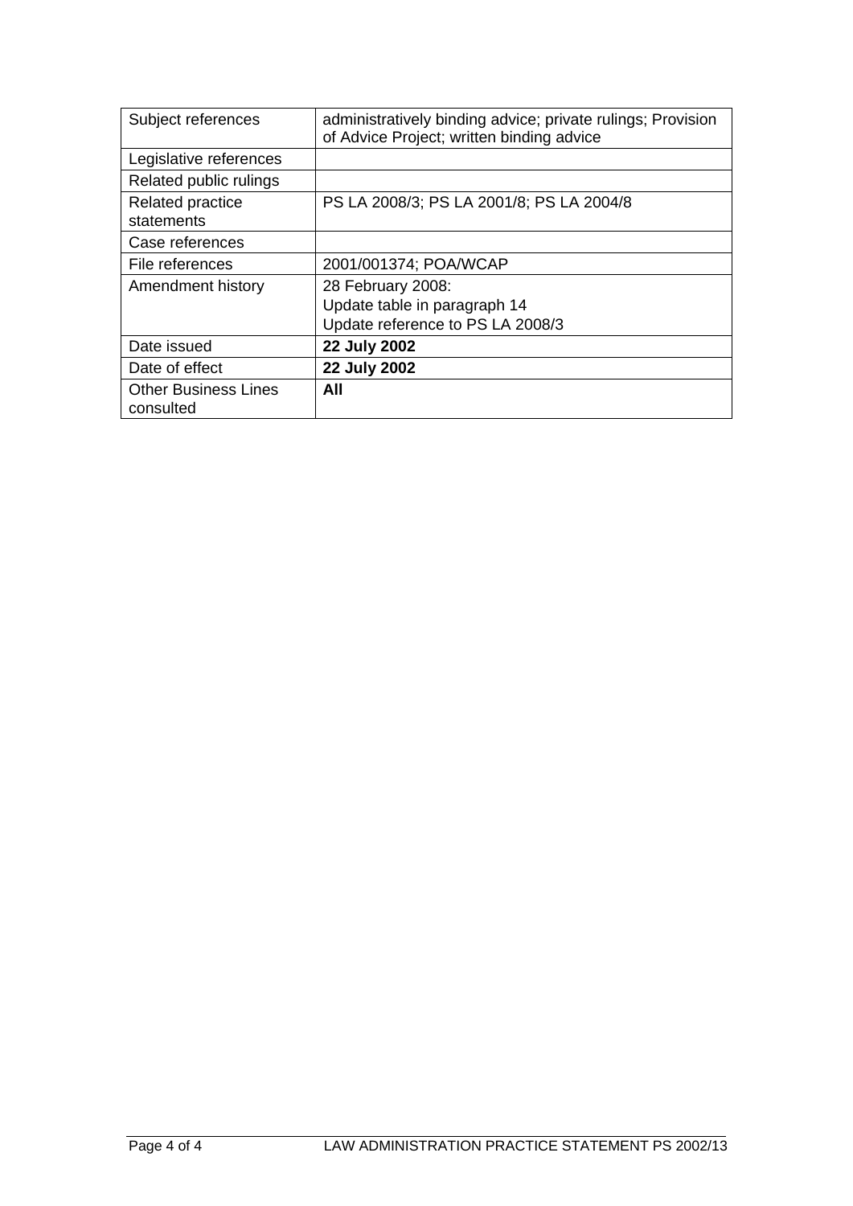| | |
|---|---|
| Subject references | administratively binding advice; private rulings; Provision of Advice Project; written binding advice |
| Legislative references | |
| Related public rulings | |
| Related practice statements | PS LA 2008/3; PS LA 2001/8; PS LA 2004/8 |
| Case references | |
| File references | 2001/001374; POA/WCAP |
| Amendment history | 28 February 2008:<br>Update table in paragraph 14<br>Update reference to PS LA 2008/3 |
| Date issued | **22 July 2002** |
| Date of effect | **22 July 2002** |
| Other Business Lines consulted | **All** |